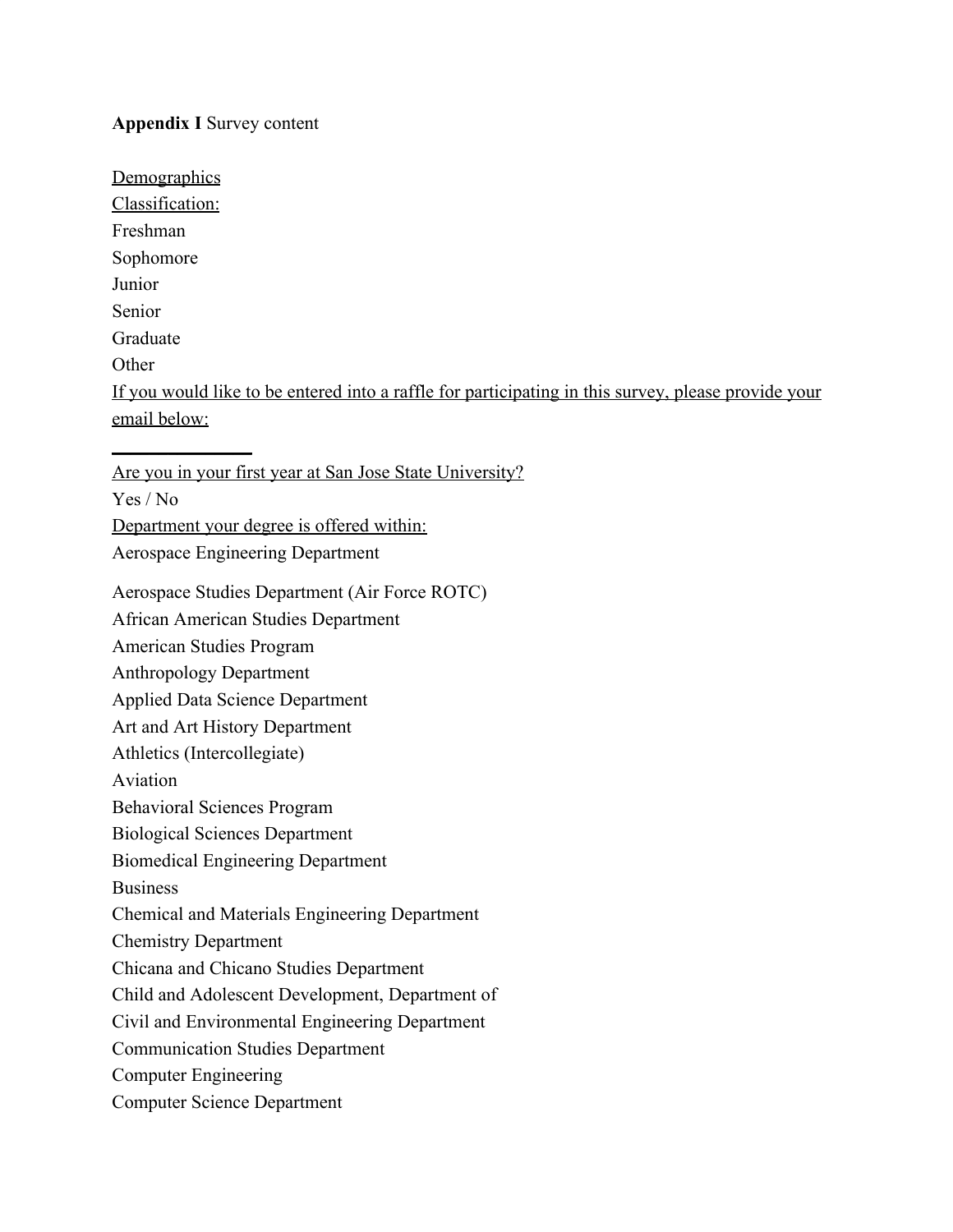**Appendix I** Survey content

Demographics

Classification:

Freshman

Sophomore

Junior

Senior

Graduate

Other

If you would like to be entered into a raffle for participating in this survey, please provide your email below:

\_\_\_\_\_\_\_\_\_\_\_\_

Are you in your first year at San Jose State University?

Yes / No

Department your degree is offered within:

Aerospace Engineering Department

Aerospace Studies Department (Air Force ROTC)

African American Studies Department

American Studies Program

Anthropology Department

Applied Data Science Department

Art and Art History Department

Athletics (Intercollegiate)

Aviation

Behavioral Sciences Program

Biological Sciences Department

Biomedical Engineering Department

Business

Chemical and Materials Engineering Department

Chemistry Department

Chicana and Chicano Studies Department

Child and Adolescent Development, Department of

Civil and Environmental Engineering Department

Communication Studies Department

Computer Engineering

Computer Science Department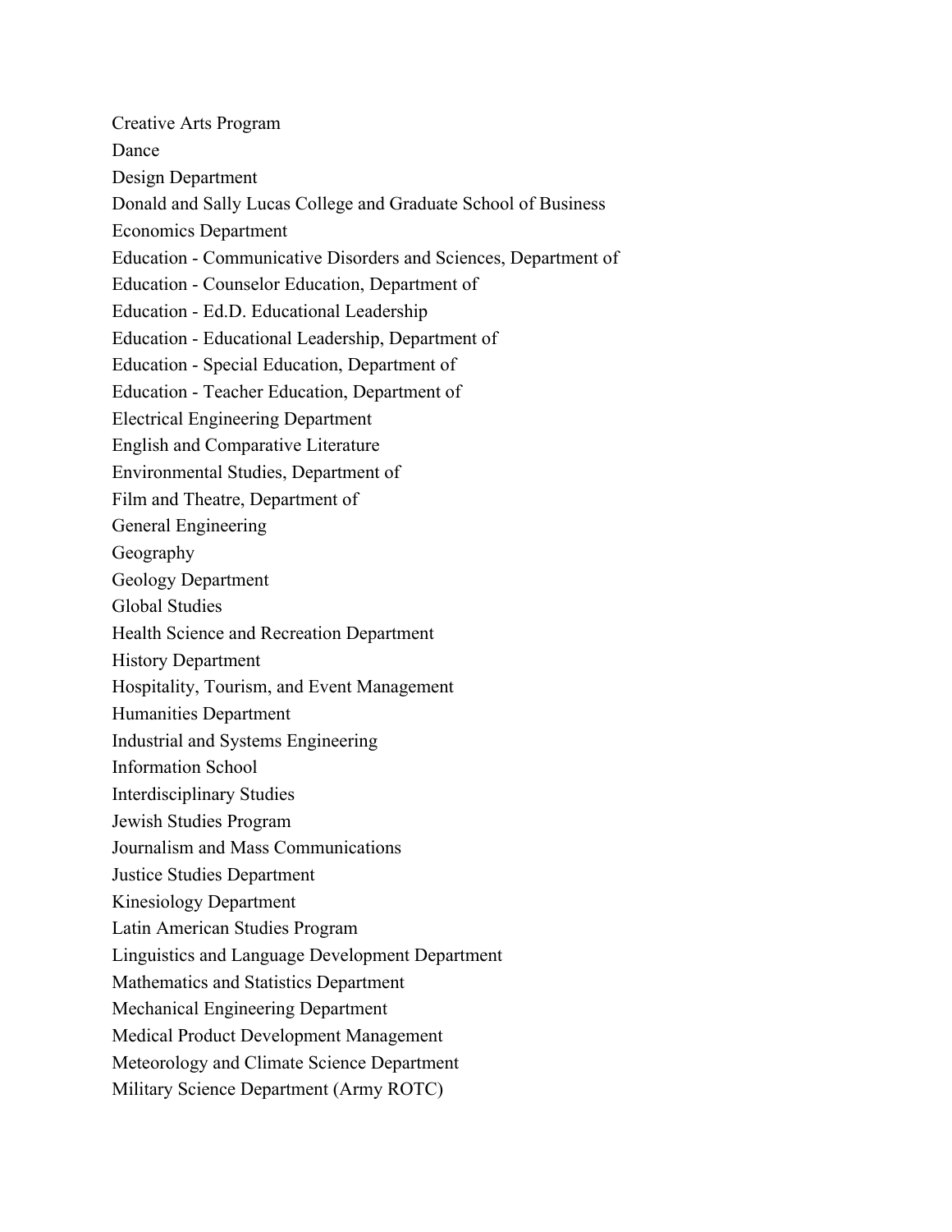Creative Arts Program

Dance

Design Department

Donald and Sally Lucas College and Graduate School of Business

Economics Department

Education - Communicative Disorders and Sciences, Department of

Education - Counselor Education, Department of

Education - Ed.D. Educational Leadership

Education - Educational Leadership, Department of

Education - Special Education, Department of

Education - Teacher Education, Department of

Electrical Engineering Department

English and Comparative Literature

Environmental Studies, Department of

Film and Theatre, Department of

General Engineering

Geography

Geology Department

Global Studies

Health Science and Recreation Department

History Department

Hospitality, Tourism, and Event Management

Humanities Department

Industrial and Systems Engineering

Information School

Interdisciplinary Studies

Jewish Studies Program

Journalism and Mass Communications

Justice Studies Department

Kinesiology Department

Latin American Studies Program

Linguistics and Language Development Department

Mathematics and Statistics Department

Mechanical Engineering Department

Medical Product Development Management

Meteorology and Climate Science Department

Military Science Department (Army ROTC)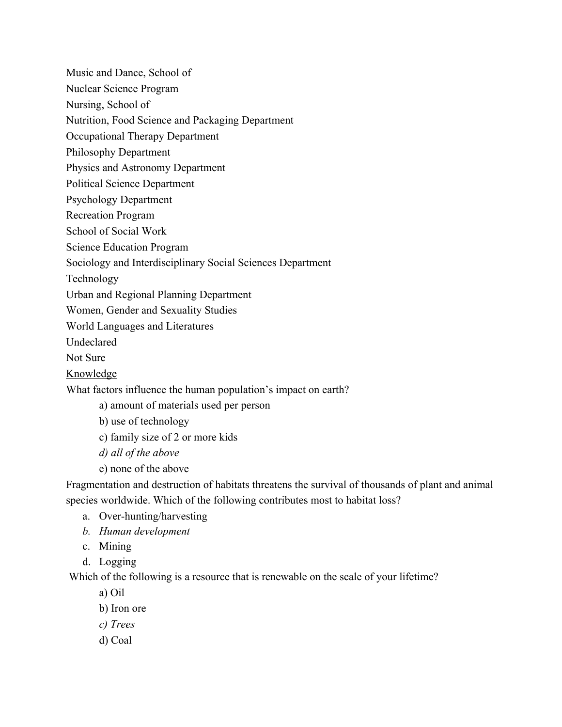Music and Dance, School of

Nuclear Science Program

Nursing, School of

Nutrition, Food Science and Packaging Department

Occupational Therapy Department

Philosophy Department

Physics and Astronomy Department

Political Science Department

Psychology Department

Recreation Program

School of Social Work

Science Education Program

Sociology and Interdisciplinary Social Sciences Department

Technology

Urban and Regional Planning Department

Women, Gender and Sexuality Studies

World Languages and Literatures

Undeclared

Not Sure

<u>Knowledge</u>

What factors influence the human population's impact on earth?

- a) amount of materials used per person
- b) use of technology
- c) family size of 2 or more kids
- *d) all of the above*
- e) none of the above

Fragmentation and destruction of habitats threatens the survival of thousands of plant and animal species worldwide. Which of the following contributes most to habitat loss?

a. Over-hunting/harvesting
*b. Human development*
c. Mining
d. Logging

Which of the following is a resource that is renewable on the scale of your lifetime?

- a) Oil
- b) Iron ore
- *c) Trees*
- d) Coal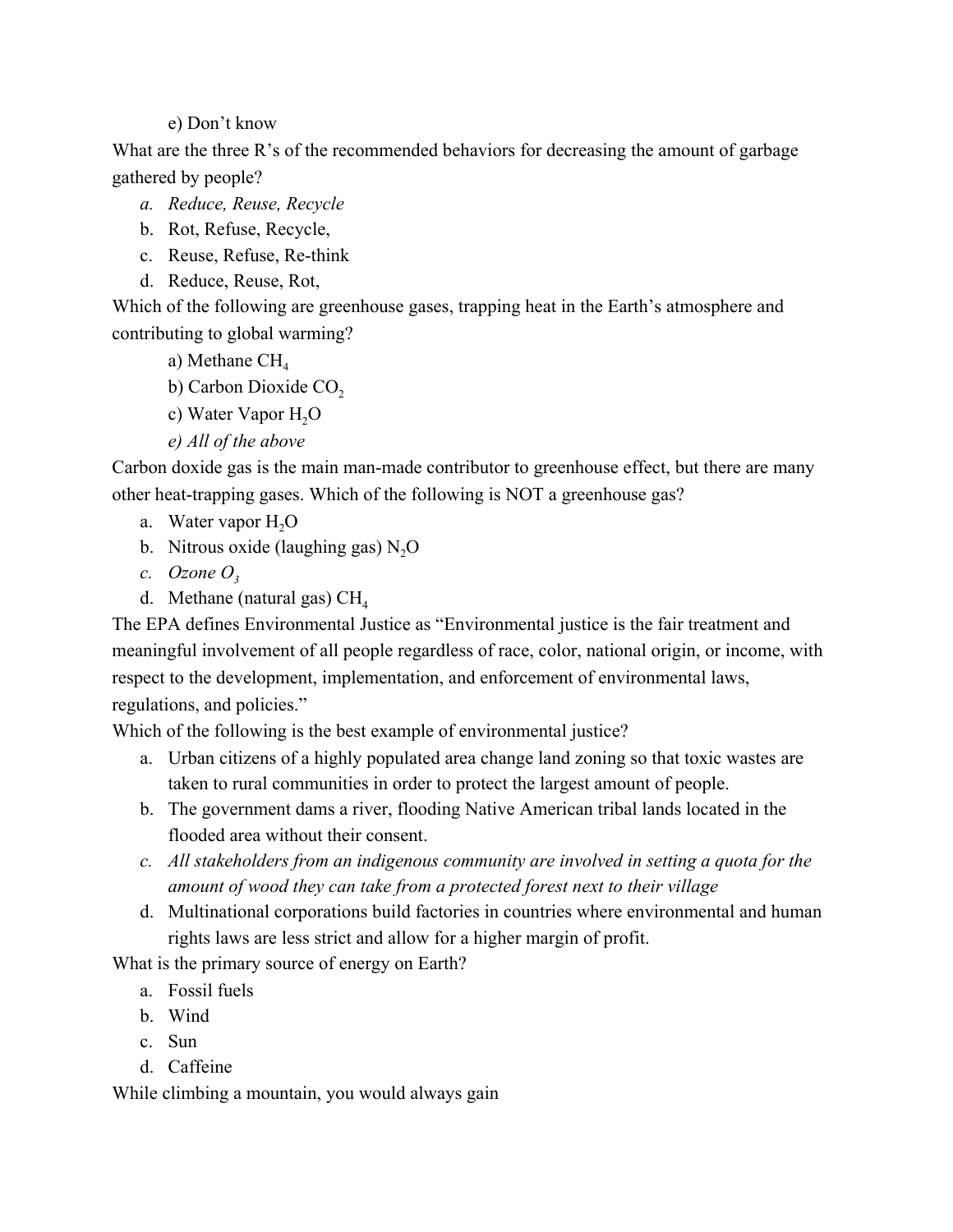e) Don't know

What are the three R's of the recommended behaviors for decreasing the amount of garbage gathered by people?

a. *Reduce, Reuse, Recycle*
b. Rot, Refuse, Recycle,
c. Reuse, Refuse, Re-think
d. Reduce, Reuse, Rot,

Which of the following are greenhouse gases, trapping heat in the Earth's atmosphere and contributing to global warming?

a) Methane $CH_4$
b) Carbon Dioxide $CO_2$
c) Water Vapor $H_2O$
*e) All of the above*

Carbon doxide gas is the main man-made contributor to greenhouse effect, but there are many other heat-trapping gases. Which of the following is NOT a greenhouse gas?

a. Water vapor $H_2O$
b. Nitrous oxide (laughing gas) $N_2O$
c. *Ozone $O_3$*
d. Methane (natural gas) $CH_4$

The EPA defines Environmental Justice as "Environmental justice is the fair treatment and meaningful involvement of all people regardless of race, color, national origin, or income, with respect to the development, implementation, and enforcement of environmental laws, regulations, and policies."

Which of the following is the best example of environmental justice?

a. Urban citizens of a highly populated area change land zoning so that toxic wastes are taken to rural communities in order to protect the largest amount of people.
b. The government dams a river, flooding Native American tribal lands located in the flooded area without their consent.
c. *All stakeholders from an indigenous community are involved in setting a quota for the amount of wood they can take from a protected forest next to their village*
d. Multinational corporations build factories in countries where environmental and human rights laws are less strict and allow for a higher margin of profit.

What is the primary source of energy on Earth?

a. Fossil fuels
b. Wind
c. Sun
d. Caffeine

While climbing a mountain, you would always gain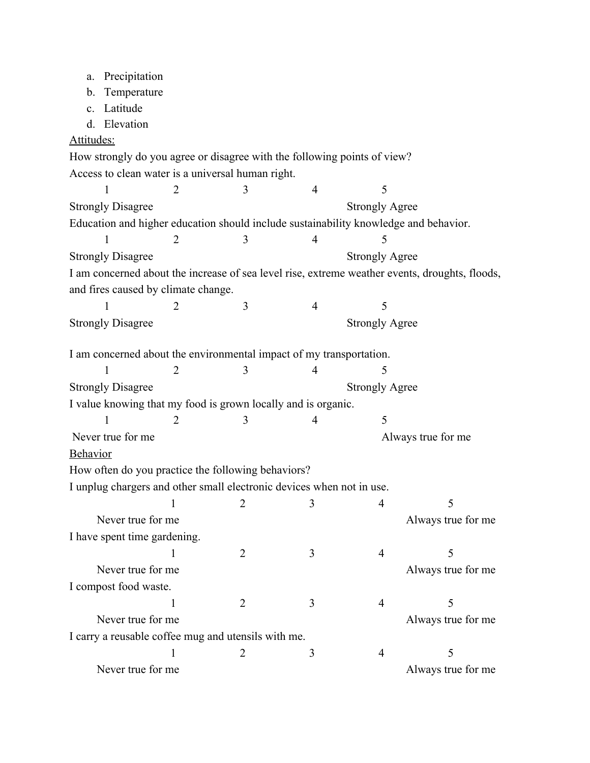a. Precipitation
b. Temperature
c. Latitude
d. Elevation

<u>Attitudes:</u>

How strongly do you agree or disagree with the following points of view?

Access to clean water is a universal human right.

| 1 | 2 | 3 | 4 | 5 |
|---|---|---|---|---|
| Strongly Disagree | | | | Strongly Agree |

Education and higher education should include sustainability knowledge and behavior.

| 1 | 2 | 3 | 4 | 5 |
|---|---|---|---|---|
| Strongly Disagree | | | | Strongly Agree |

I am concerned about the increase of sea level rise, extreme weather events, droughts, floods, and fires caused by climate change.

| 1 | 2 | 3 | 4 | 5 |
|---|---|---|---|---|
| Strongly Disagree | | | | Strongly Agree |

I am concerned about the environmental impact of my transportation.

| 1 | 2 | 3 | 4 | 5 |
|---|---|---|---|---|
| Strongly Disagree | | | | Strongly Agree |

I value knowing that my food is grown locally and is organic.

| 1 | 2 | 3 | 4 | 5 |
|---|---|---|---|---|
| Never true for me | | | | Always true for me |

<u>Behavior</u>

How often do you practice the following behaviors?

I unplug chargers and other small electronic devices when not in use.

| 1 | 2 | 3 | 4 | 5 |
|---|---|---|---|---|
| Never true for me | | | | Always true for me |

I have spent time gardening.

| 1 | 2 | 3 | 4 | 5 |
|---|---|---|---|---|
| Never true for me | | | | Always true for me |

I compost food waste.

| 1 | 2 | 3 | 4 | 5 |
|---|---|---|---|---|
| Never true for me | | | | Always true for me |

I carry a reusable coffee mug and utensils with me.

| 1 | 2 | 3 | 4 | 5 |
|---|---|---|---|---|
| Never true for me | | | | Always true for me |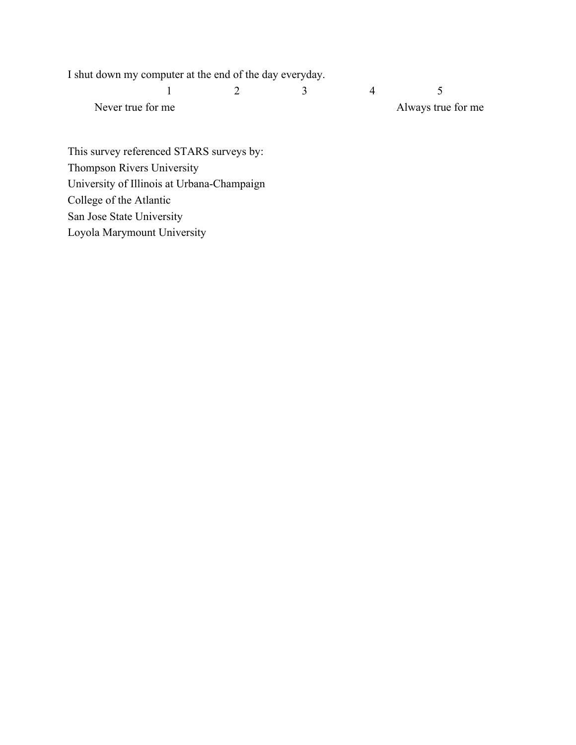I shut down my computer at the end of the day everyday.

| 1 | 2 | 3 | 4 | 5 |
|---|---|---|---|---|
| Never true for me | | | | Always true for me |

This survey referenced STARS surveys by:
Thompson Rivers University
University of Illinois at Urbana-Champaign
College of the Atlantic
San Jose State University
Loyola Marymount University